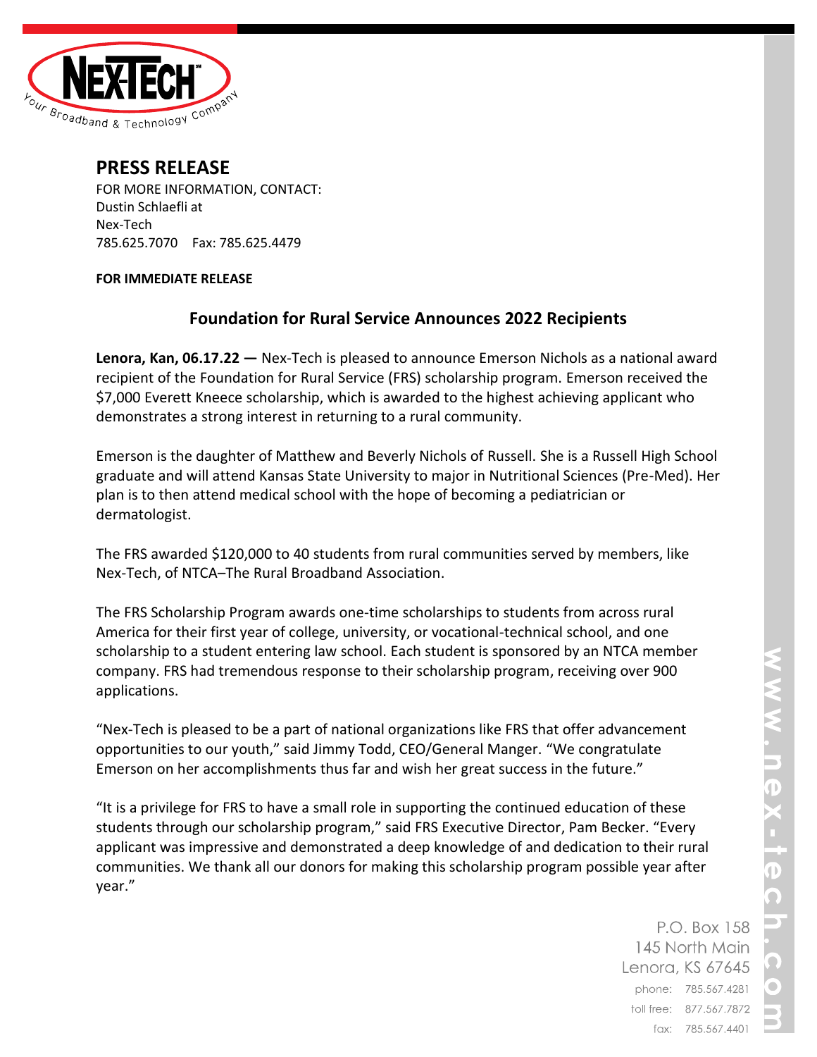NEX-TECH
Your Broadband & Technology Company

# PRESS RELEASE

FOR MORE INFORMATION, CONTACT:
Dustin Schlaefli at
Nex-Tech
785.625.7070 Fax: 785.625.4479

**FOR IMMEDIATE RELEASE**

## Foundation for Rural Service Announces 2022 Recipients

**Lenora, Kan, 06.17.22 —** Nex-Tech is pleased to announce Emerson Nichols as a national award recipient of the Foundation for Rural Service (FRS) scholarship program. Emerson received the $7,000 Everett Kneece scholarship, which is awarded to the highest achieving applicant who demonstrates a strong interest in returning to a rural community.

Emerson is the daughter of Matthew and Beverly Nichols of Russell. She is a Russell High School graduate and will attend Kansas State University to major in Nutritional Sciences (Pre-Med). Her plan is to then attend medical school with the hope of becoming a pediatrician or dermatologist.

The FRS awarded $120,000 to 40 students from rural communities served by members, like Nex-Tech, of NTCA–The Rural Broadband Association.

The FRS Scholarship Program awards one-time scholarships to students from across rural America for their first year of college, university, or vocational-technical school, and one scholarship to a student entering law school. Each student is sponsored by an NTCA member company. FRS had tremendous response to their scholarship program, receiving over 900 applications.

"Nex-Tech is pleased to be a part of national organizations like FRS that offer advancement opportunities to our youth," said Jimmy Todd, CEO/General Manger. "We congratulate Emerson on her accomplishments thus far and wish her great success in the future."

"It is a privilege for FRS to have a small role in supporting the continued education of these students through our scholarship program," said FRS Executive Director, Pam Becker. "Every applicant was impressive and demonstrated a deep knowledge of and dedication to their rural communities. We thank all our donors for making this scholarship program possible year after year."

P.O. Box 158
145 North Main
Lenora, KS 67645
phone: 785.567.4281
toll free: 877.567.7872
fax: 785.567.4401

www.nex-tech.com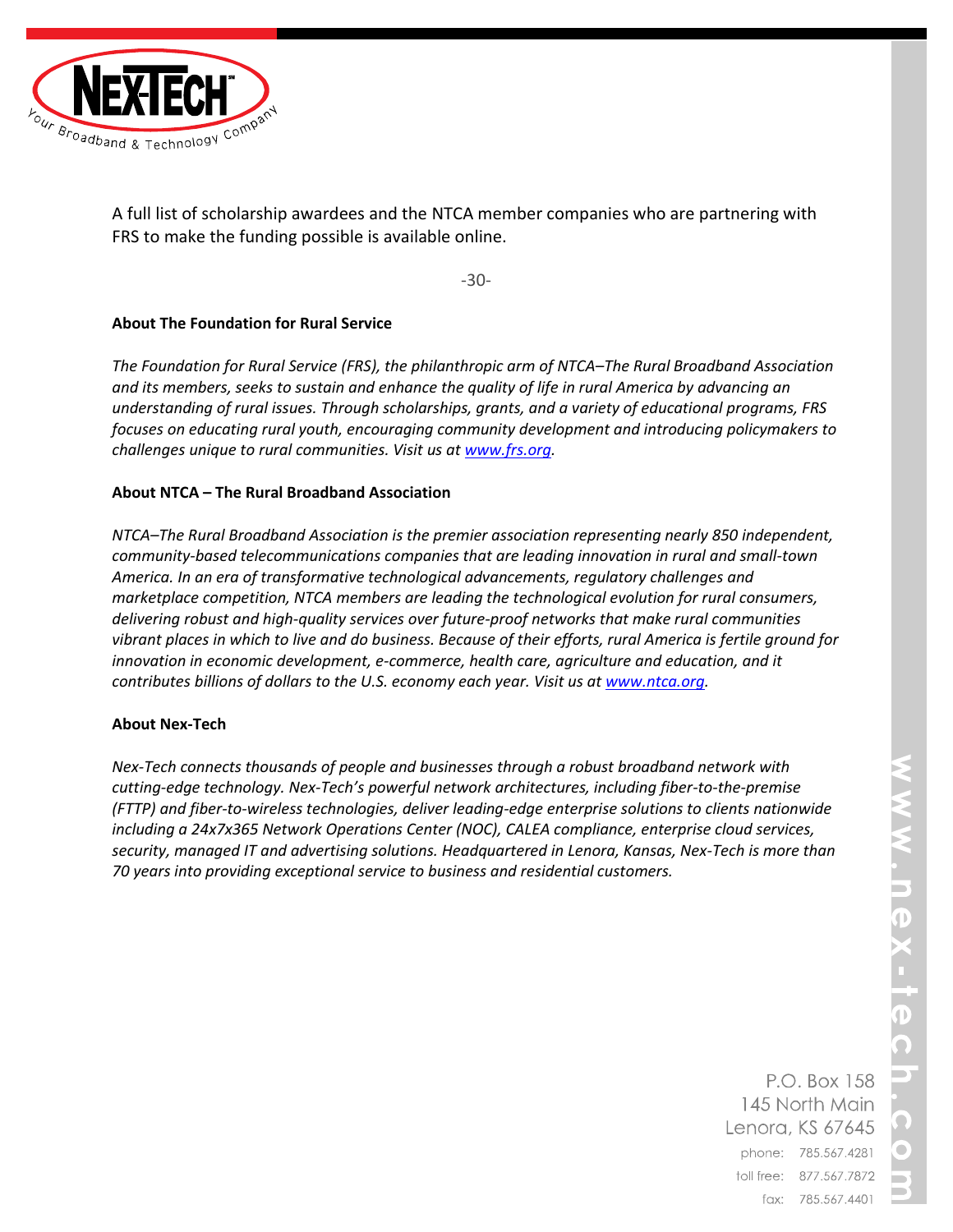A full list of scholarship awardees and the NTCA member companies who are partnering with FRS to make the funding possible is available online.

-30-

**About The Foundation for Rural Service**

*The Foundation for Rural Service (FRS), the philanthropic arm of NTCA–The Rural Broadband Association and its members, seeks to sustain and enhance the quality of life in rural America by advancing an understanding of rural issues. Through scholarships, grants, and a variety of educational programs, FRS focuses on educating rural youth, encouraging community development and introducing policymakers to challenges unique to rural communities. Visit us at [www.frs.org](http://www.frs.org).*

**About NTCA – The Rural Broadband Association**

*NTCA–The Rural Broadband Association is the premier association representing nearly 850 independent, community-based telecommunications companies that are leading innovation in rural and small-town America. In an era of transformative technological advancements, regulatory challenges and marketplace competition, NTCA members are leading the technological evolution for rural consumers, delivering robust and high-quality services over future-proof networks that make rural communities vibrant places in which to live and do business. Because of their efforts, rural America is fertile ground for innovation in economic development, e-commerce, health care, agriculture and education, and it contributes billions of dollars to the U.S. economy each year. Visit us at [www.ntca.org](http://www.ntca.org).*

**About Nex-Tech**

*Nex-Tech connects thousands of people and businesses through a robust broadband network with cutting-edge technology. Nex-Tech's powerful network architectures, including fiber-to-the-premise (FTTP) and fiber-to-wireless technologies, deliver leading-edge enterprise solutions to clients nationwide including a 24x7x365 Network Operations Center (NOC), CALEA compliance, enterprise cloud services, security, managed IT and advertising solutions. Headquartered in Lenora, Kansas, Nex-Tech is more than 70 years into providing exceptional service to business and residential customers.*